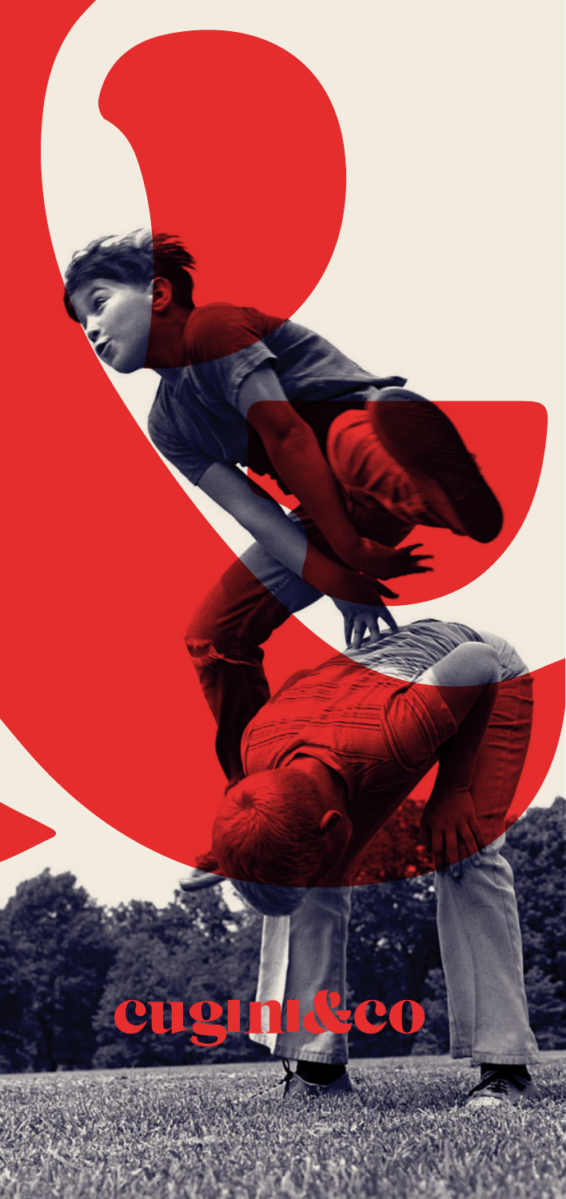cugini&co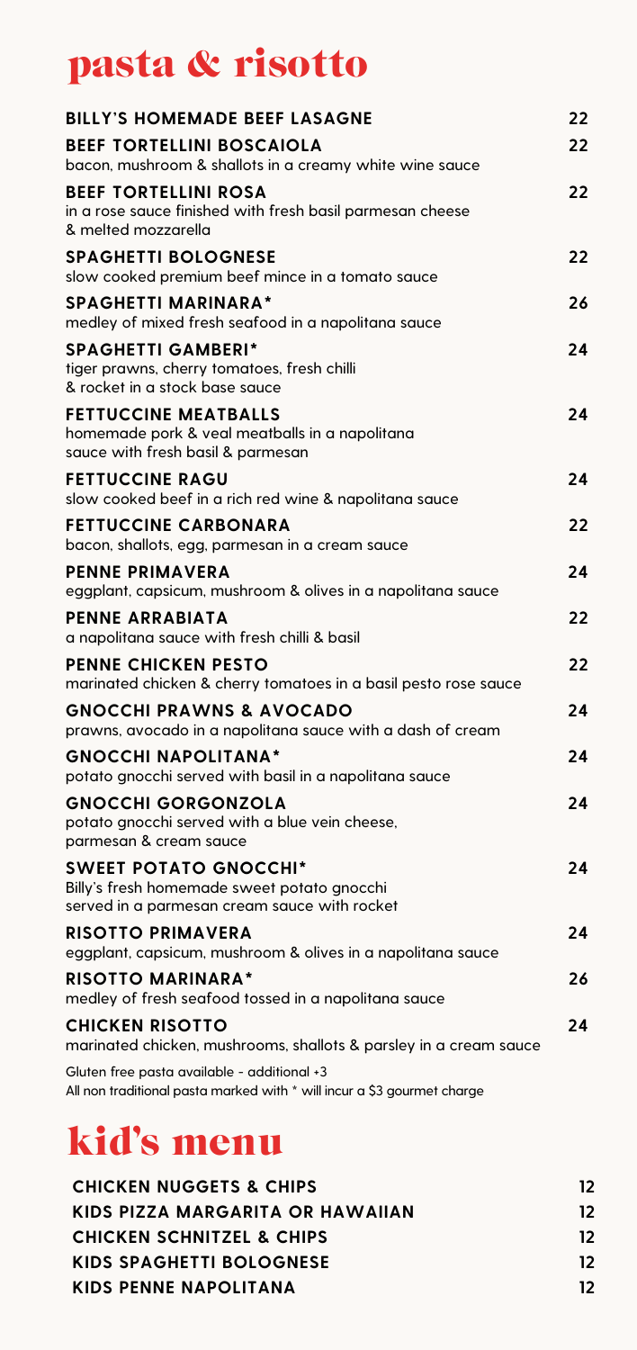# pasta & risotto

| | |
|---|---|
| **BILLY'S HOMEMADE BEEF LASAGNE** | 22 |
| **BEEF TORTELLINI BOSCAIOLA**<br>bacon, mushroom & shallots in a creamy white wine sauce | 22 |
| **BEEF TORTELLINI ROSA**<br>in a rose sauce finished with fresh basil parmesan cheese & melted mozzarella | 22 |
| **SPAGHETTI BOLOGNESE**<br>slow cooked premium beef mince in a tomato sauce | 22 |
| **SPAGHETTI MARINARA***<br>medley of mixed fresh seafood in a napolitana sauce | 26 |
| **SPAGHETTI GAMBERI***<br>tiger prawns, cherry tomatoes, fresh chilli & rocket in a stock base sauce | 24 |
| **FETTUCCINE MEATBALLS**<br>homemade pork & veal meatballs in a napolitana sauce with fresh basil & parmesan | 24 |
| **FETTUCCINE RAGU**<br>slow cooked beef in a rich red wine & napolitana sauce | 24 |
| **FETTUCCINE CARBONARA**<br>bacon, shallots, egg, parmesan in a cream sauce | 22 |
| **PENNE PRIMAVERA**<br>eggplant, capsicum, mushroom & olives in a napolitana sauce | 24 |
| **PENNE ARRABIATA**<br>a napolitana sauce with fresh chilli & basil | 22 |
| **PENNE CHICKEN PESTO**<br>marinated chicken & cherry tomatoes in a basil pesto rose sauce | 22 |
| **GNOCCHI PRAWNS & AVOCADO**<br>prawns, avocado in a napolitana sauce with a dash of cream | 24 |
| **GNOCCHI NAPOLITANA***<br>potato gnocchi served with basil in a napolitana sauce | 24 |
| **GNOCCHI GORGONZOLA**<br>potato gnocchi served with a blue vein cheese, parmesan & cream sauce | 24 |
| **SWEET POTATO GNOCCHI***<br>Billy's fresh homemade sweet potato gnocchi served in a parmesan cream sauce with rocket | 24 |
| **RISOTTO PRIMAVERA**<br>eggplant, capsicum, mushroom & olives in a napolitana sauce | 24 |
| **RISOTTO MARINARA***<br>medley of fresh seafood tossed in a napolitana sauce | 26 |
| **CHICKEN RISOTTO**<br>marinated chicken, mushrooms, shallots & parsley in a cream sauce | 24 |

Gluten free pasta available - additional +3
All non traditional pasta marked with * will incur a $3 gourmet charge

# kid's menu

| | |
|---|---|
| **CHICKEN NUGGETS & CHIPS** | 12 |
| **KIDS PIZZA MARGARITA OR HAWAIIAN** | 12 |
| **CHICKEN SCHNITZEL & CHIPS** | 12 |
| **KIDS SPAGHETTI BOLOGNESE** | 12 |
| **KIDS PENNE NAPOLITANA** | 12 |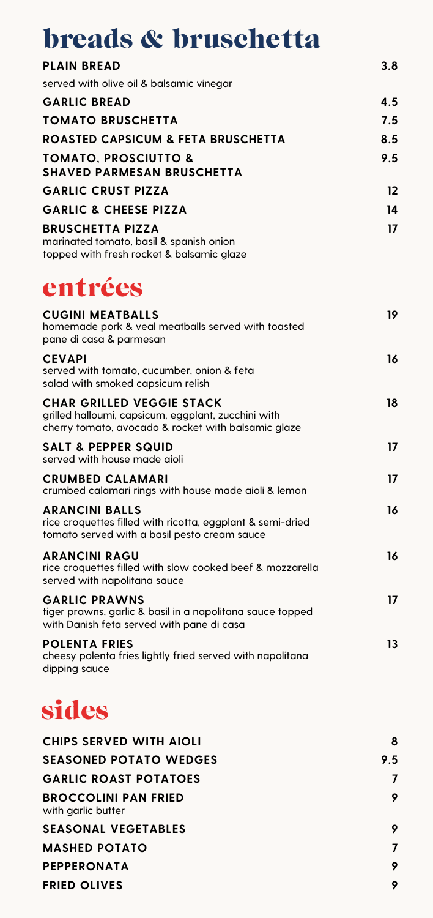# breads & bruschetta

**PLAIN BREAD** 3.8
served with olive oil & balsamic vinegar

**GARLIC BREAD** 4.5

**TOMATO BRUSCHETTA** 7.5

**ROASTED CAPSICUM & FETA BRUSCHETTA** 8.5

**TOMATO, PROSCIUTTO & SHAVED PARMESAN BRUSCHETTA** 9.5

**GARLIC CRUST PIZZA** 12

**GARLIC & CHEESE PIZZA** 14

**BRUSCHETTA PIZZA** 17
marinated tomato, basil & spanish onion
topped with fresh rocket & balsamic glaze

# entrées

**CUGINI MEATBALLS** 19
homemade pork & veal meatballs served with toasted pane di casa & parmesan

**CEVAPI** 16
served with tomato, cucumber, onion & feta salad with smoked capsicum relish

**CHAR GRILLED VEGGIE STACK** 18
grilled halloumi, capsicum, eggplant, zucchini with cherry tomato, avocado & rocket with balsamic glaze

**SALT & PEPPER SQUID** 17
served with house made aioli

**CRUMBED CALAMARI** 17
crumbed calamari rings with house made aioli & lemon

**ARANCINI BALLS** 16
rice croquettes filled with ricotta, eggplant & semi-dried tomato served with a basil pesto cream sauce

**ARANCINI RAGU** 16
rice croquettes filled with slow cooked beef & mozzarella served with napolitana sauce

**GARLIC PRAWNS** 17
tiger prawns, garlic & basil in a napolitana sauce topped with Danish feta served with pane di casa

**POLENTA FRIES** 13
cheesy polenta fries lightly fried served with napolitana dipping sauce

# sides

**CHIPS SERVED WITH AIOLI** 8

**SEASONED POTATO WEDGES** 9.5

**GARLIC ROAST POTATOES** 7

**BROCCOLINI PAN FRIED** 9
with garlic butter

**SEASONAL VEGETABLES** 9

**MASHED POTATO** 7

**PEPPERONATA** 9

**FRIED OLIVES** 9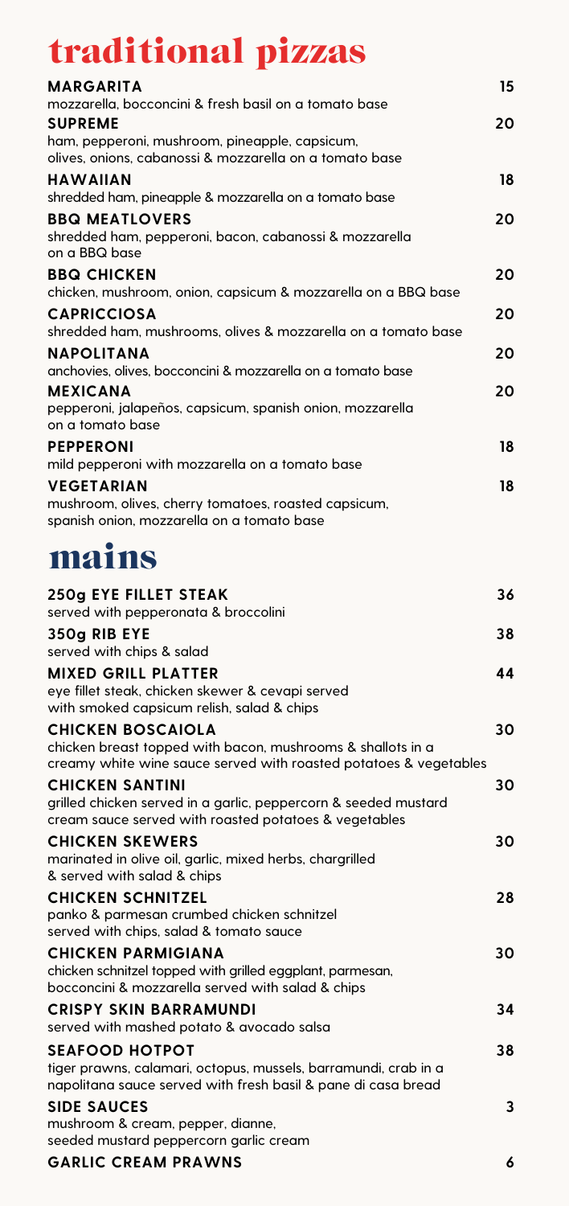# traditional pizzas

**MARGARITA** 15
mozzarella, bocconcini & fresh basil on a tomato base

**SUPREME** 20
ham, pepperoni, mushroom, pineapple, capsicum, olives, onions, cabanossi & mozzarella on a tomato base

**HAWAIIAN** 18
shredded ham, pineapple & mozzarella on a tomato base

**BBQ MEATLOVERS** 20
shredded ham, pepperoni, bacon, cabanossi & mozzarella on a BBQ base

**BBQ CHICKEN** 20
chicken, mushroom, onion, capsicum & mozzarella on a BBQ base

**CAPRICCIOSA** 20
shredded ham, mushrooms, olives & mozzarella on a tomato base

**NAPOLITANA** 20
anchovies, olives, bocconcini & mozzarella on a tomato base

**MEXICANA** 20
pepperoni, jalapeños, capsicum, spanish onion, mozzarella on a tomato base

**PEPPERONI** 18
mild pepperoni with mozzarella on a tomato base

**VEGETARIAN** 18
mushroom, olives, cherry tomatoes, roasted capsicum, spanish onion, mozzarella on a tomato base

# mains

**250g EYE FILLET STEAK** 36
served with pepperonata & broccolini

**350g RIB EYE** 38
served with chips & salad

**MIXED GRILL PLATTER** 44
eye fillet steak, chicken skewer & cevapi served with smoked capsicum relish, salad & chips

**CHICKEN BOSCAIOLA** 30
chicken breast topped with bacon, mushrooms & shallots in a creamy white wine sauce served with roasted potatoes & vegetables

**CHICKEN SANTINI** 30
grilled chicken served in a garlic, peppercorn & seeded mustard cream sauce served with roasted potatoes & vegetables

**CHICKEN SKEWERS** 30
marinated in olive oil, garlic, mixed herbs, chargrilled & served with salad & chips

**CHICKEN SCHNITZEL** 28
panko & parmesan crumbed chicken schnitzel served with chips, salad & tomato sauce

**CHICKEN PARMIGIANA** 30
chicken schnitzel topped with grilled eggplant, parmesan, bocconcini & mozzarella served with salad & chips

**CRISPY SKIN BARRAMUNDI** 34
served with mashed potato & avocado salsa

**SEAFOOD HOTPOT** 38
tiger prawns, calamari, octopus, mussels, barramundi, crab in a napolitana sauce served with fresh basil & pane di casa bread

**SIDE SAUCES** 3
mushroom & cream, pepper, dianne, seeded mustard peppercorn garlic cream

**GARLIC CREAM PRAWNS** 6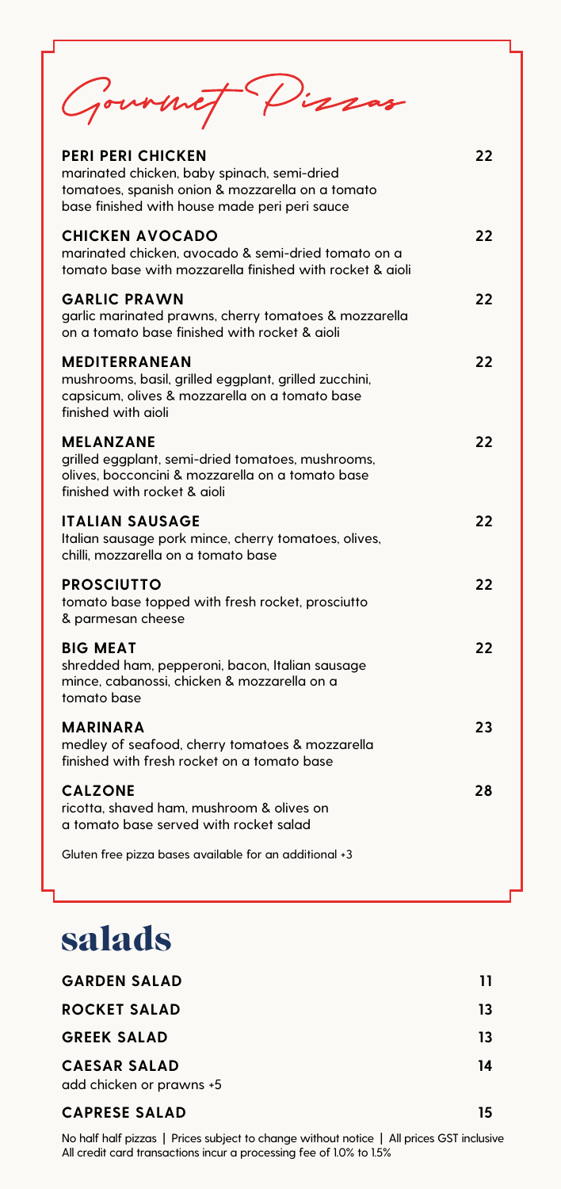# Gourmet Pizzas

**PERI PERI CHICKEN** — 22
marinated chicken, baby spinach, semi-dried tomatoes, spanish onion & mozzarella on a tomato base finished with house made peri peri sauce

**CHICKEN AVOCADO** — 22
marinated chicken, avocado & semi-dried tomato on a tomato base with mozzarella finished with rocket & aioli

**GARLIC PRAWN** — 22
garlic marinated prawns, cherry tomatoes & mozzarella on a tomato base finished with rocket & aioli

**MEDITERRANEAN** — 22
mushrooms, basil, grilled eggplant, grilled zucchini, capsicum, olives & mozzarella on a tomato base finished with aioli

**MELANZANE** — 22
grilled eggplant, semi-dried tomatoes, mushrooms, olives, bocconcini & mozzarella on a tomato base finished with rocket & aioli

**ITALIAN SAUSAGE** — 22
Italian sausage pork mince, cherry tomatoes, olives, chilli, mozzarella on a tomato base

**PROSCIUTTO** — 22
tomato base topped with fresh rocket, prosciutto & parmesan cheese

**BIG MEAT** — 22
shredded ham, pepperoni, bacon, Italian sausage mince, cabanossi, chicken & mozzarella on a tomato base

**MARINARA** — 23
medley of seafood, cherry tomatoes & mozzarella finished with fresh rocket on a tomato base

**CALZONE** — 28
ricotta, shaved ham, mushroom & olives on a tomato base served with rocket salad

Gluten free pizza bases available for an additional +3

# salads

| | |
|---|---|
| **GARDEN SALAD** | 11 |
| **ROCKET SALAD** | 13 |
| **GREEK SALAD** | 13 |
| **CAESAR SALAD**<br>add chicken or prawns +5 | 14 |
| **CAPRESE SALAD** | 15 |

No half half pizzas | Prices subject to change without notice | All prices GST inclusive
All credit card transactions incur a processing fee of 1.0% to 1.5%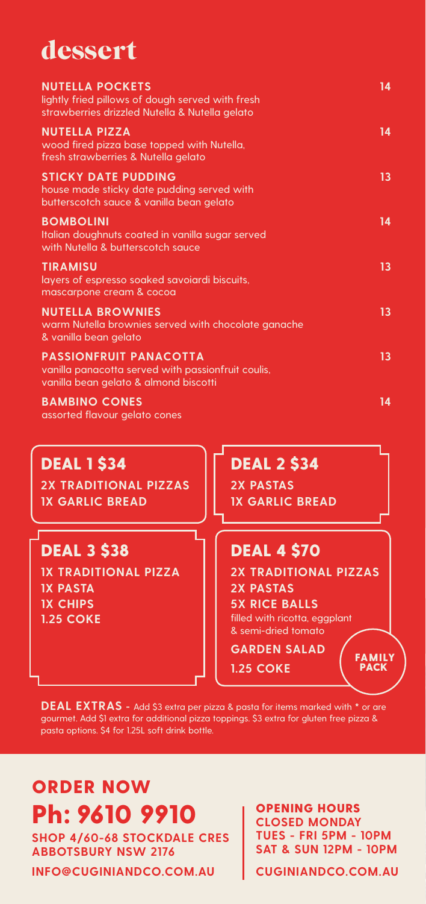# dessert

**NUTELLA POCKETS** 14
lightly fried pillows of dough served with fresh strawberries drizzled Nutella & Nutella gelato

**NUTELLA PIZZA** 14
wood fired pizza base topped with Nutella, fresh strawberries & Nutella gelato

**STICKY DATE PUDDING** 13
house made sticky date pudding served with butterscotch sauce & vanilla bean gelato

**BOMBOLINI** 14
Italian doughnuts coated in vanilla sugar served with Nutella & butterscotch sauce

**TIRAMISU** 13
layers of espresso soaked savoiardi biscuits, mascarpone cream & cocoa

**NUTELLA BROWNIES** 13
warm Nutella brownies served with chocolate ganache & vanilla bean gelato

**PASSIONFRUIT PANACOTTA** 13
vanilla panacotta served with passionfruit coulis, vanilla bean gelato & almond biscotti

**BAMBINO CONES** 14
assorted flavour gelato cones

## DEAL 1 $34

**2X TRADITIONAL PIZZAS**
**1X GARLIC BREAD**

## DEAL 2 $34

**2X PASTAS**
**1X GARLIC BREAD**

## DEAL 3 $38

**1X TRADITIONAL PIZZA**
**1X PASTA**
**1X CHIPS**
**1.25 COKE**

## DEAL 4 $70

**2X TRADITIONAL PIZZAS**
**2X PASTAS**
**5X RICE BALLS**
filled with ricotta, eggplant & semi-dried tomato
**GARDEN SALAD**
**1.25 COKE**

FAMILY PACK

**DEAL EXTRAS -** Add $3 extra per pizza & pasta for items marked with * or are gourmet. Add $1 extra for additional pizza toppings. $3 extra for gluten free pizza & pasta options. $4 for 1.25L soft drink bottle.

## ORDER NOW

# Ph: 9610 9910

SHOP 4/60-68 STOCKDALE CRES
ABBOTSBURY NSW 2176

INFO@CUGINIANDCO.COM.AU

**OPENING HOURS**
CLOSED MONDAY
TUES - FRI 5PM - 10PM
SAT & SUN 12PM - 10PM

CUGINIANDCO.COM.AU